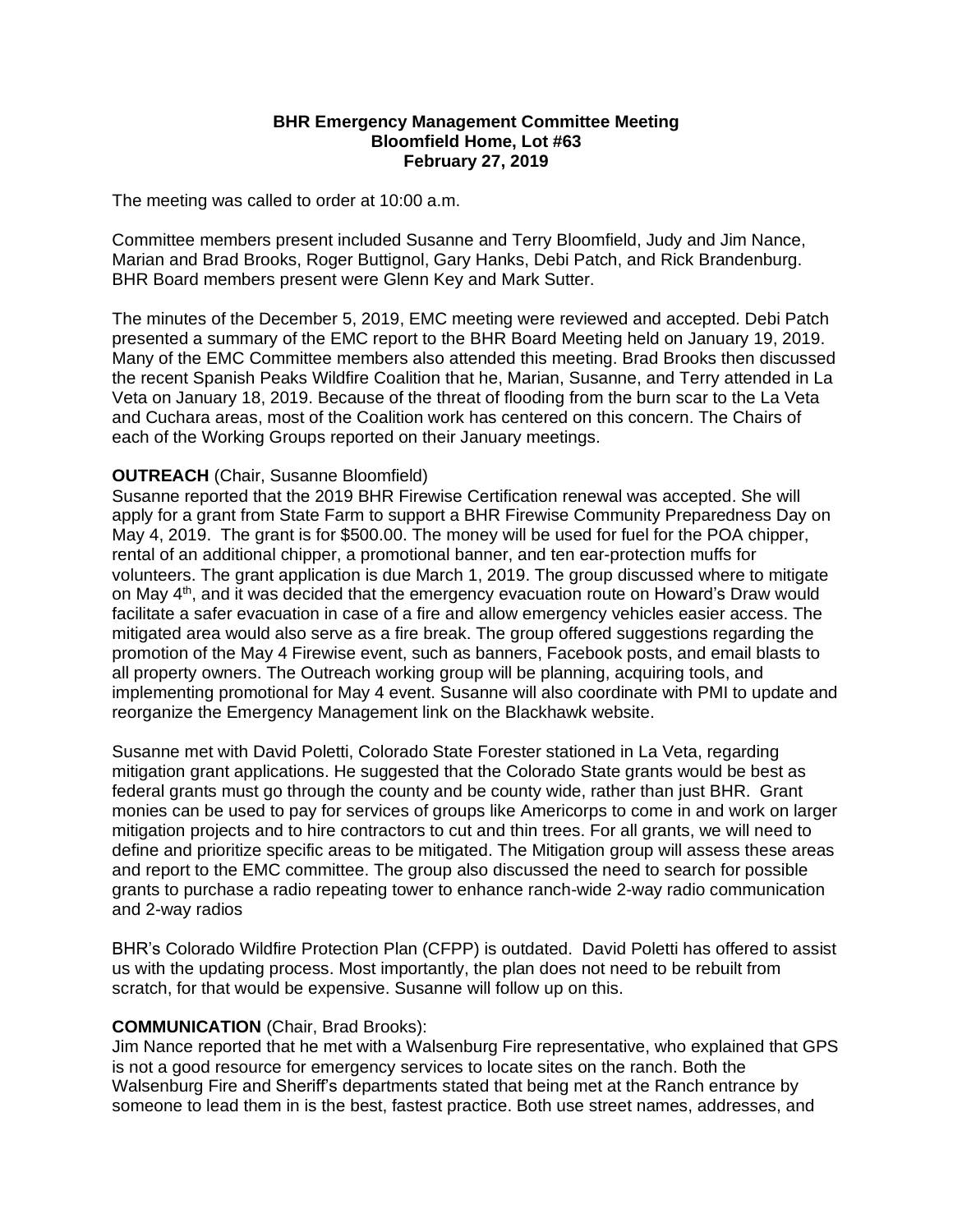**BHR Emergency Management Committee Meeting**
**Bloomfield Home, Lot #63**
**February 27, 2019**

The meeting was called to order at 10:00 a.m.

Committee members present included Susanne and Terry Bloomfield, Judy and Jim Nance, Marian and Brad Brooks, Roger Buttignol, Gary Hanks, Debi Patch, and Rick Brandenburg. BHR Board members present were Glenn Key and Mark Sutter.

The minutes of the December 5, 2019, EMC meeting were reviewed and accepted. Debi Patch presented a summary of the EMC report to the BHR Board Meeting held on January 19, 2019. Many of the EMC Committee members also attended this meeting. Brad Brooks then discussed the recent Spanish Peaks Wildfire Coalition that he, Marian, Susanne, and Terry attended in La Veta on January 18, 2019. Because of the threat of flooding from the burn scar to the La Veta and Cuchara areas, most of the Coalition work has centered on this concern. The Chairs of each of the Working Groups reported on their January meetings.

**OUTREACH** (Chair, Susanne Bloomfield)
Susanne reported that the 2019 BHR Firewise Certification renewal was accepted. She will apply for a grant from State Farm to support a BHR Firewise Community Preparedness Day on May 4, 2019. The grant is for $500.00. The money will be used for fuel for the POA chipper, rental of an additional chipper, a promotional banner, and ten ear-protection muffs for volunteers. The grant application is due March 1, 2019. The group discussed where to mitigate on May 4th, and it was decided that the emergency evacuation route on Howard's Draw would facilitate a safer evacuation in case of a fire and allow emergency vehicles easier access. The mitigated area would also serve as a fire break. The group offered suggestions regarding the promotion of the May 4 Firewise event, such as banners, Facebook posts, and email blasts to all property owners. The Outreach working group will be planning, acquiring tools, and implementing promotional for May 4 event. Susanne will also coordinate with PMI to update and reorganize the Emergency Management link on the Blackhawk website.

Susanne met with David Poletti, Colorado State Forester stationed in La Veta, regarding mitigation grant applications. He suggested that the Colorado State grants would be best as federal grants must go through the county and be county wide, rather than just BHR. Grant monies can be used to pay for services of groups like Americorps to come in and work on larger mitigation projects and to hire contractors to cut and thin trees. For all grants, we will need to define and prioritize specific areas to be mitigated. The Mitigation group will assess these areas and report to the EMC committee. The group also discussed the need to search for possible grants to purchase a radio repeating tower to enhance ranch-wide 2-way radio communication and 2-way radios

BHR's Colorado Wildfire Protection Plan (CFPP) is outdated. David Poletti has offered to assist us with the updating process. Most importantly, the plan does not need to be rebuilt from scratch, for that would be expensive. Susanne will follow up on this.

**COMMUNICATION** (Chair, Brad Brooks):
Jim Nance reported that he met with a Walsenburg Fire representative, who explained that GPS is not a good resource for emergency services to locate sites on the ranch. Both the Walsenburg Fire and Sheriff's departments stated that being met at the Ranch entrance by someone to lead them in is the best, fastest practice. Both use street names, addresses, and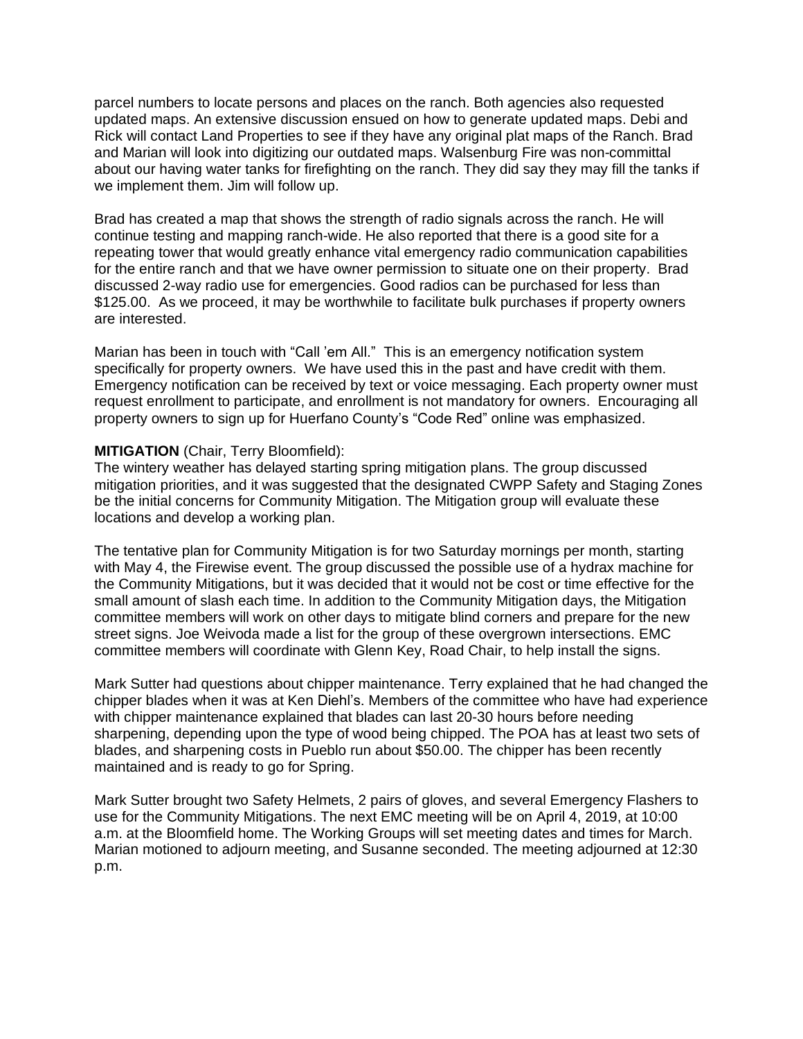parcel numbers to locate persons and places on the ranch. Both agencies also requested updated maps. An extensive discussion ensued on how to generate updated maps. Debi and Rick will contact Land Properties to see if they have any original plat maps of the Ranch. Brad and Marian will look into digitizing our outdated maps. Walsenburg Fire was non-committal about our having water tanks for firefighting on the ranch. They did say they may fill the tanks if we implement them. Jim will follow up.

Brad has created a map that shows the strength of radio signals across the ranch. He will continue testing and mapping ranch-wide. He also reported that there is a good site for a repeating tower that would greatly enhance vital emergency radio communication capabilities for the entire ranch and that we have owner permission to situate one on their property. Brad discussed 2-way radio use for emergencies. Good radios can be purchased for less than $125.00. As we proceed, it may be worthwhile to facilitate bulk purchases if property owners are interested.

Marian has been in touch with "Call 'em All." This is an emergency notification system specifically for property owners. We have used this in the past and have credit with them. Emergency notification can be received by text or voice messaging. Each property owner must request enrollment to participate, and enrollment is not mandatory for owners. Encouraging all property owners to sign up for Huerfano County's "Code Red" online was emphasized.

**MITIGATION** (Chair, Terry Bloomfield):
The wintery weather has delayed starting spring mitigation plans. The group discussed mitigation priorities, and it was suggested that the designated CWPP Safety and Staging Zones be the initial concerns for Community Mitigation. The Mitigation group will evaluate these locations and develop a working plan.

The tentative plan for Community Mitigation is for two Saturday mornings per month, starting with May 4, the Firewise event. The group discussed the possible use of a hydrax machine for the Community Mitigations, but it was decided that it would not be cost or time effective for the small amount of slash each time. In addition to the Community Mitigation days, the Mitigation committee members will work on other days to mitigate blind corners and prepare for the new street signs. Joe Weivoda made a list for the group of these overgrown intersections. EMC committee members will coordinate with Glenn Key, Road Chair, to help install the signs.

Mark Sutter had questions about chipper maintenance. Terry explained that he had changed the chipper blades when it was at Ken Diehl's. Members of the committee who have had experience with chipper maintenance explained that blades can last 20-30 hours before needing sharpening, depending upon the type of wood being chipped. The POA has at least two sets of blades, and sharpening costs in Pueblo run about $50.00. The chipper has been recently maintained and is ready to go for Spring.

Mark Sutter brought two Safety Helmets, 2 pairs of gloves, and several Emergency Flashers to use for the Community Mitigations. The next EMC meeting will be on April 4, 2019, at 10:00 a.m. at the Bloomfield home. The Working Groups will set meeting dates and times for March. Marian motioned to adjourn meeting, and Susanne seconded. The meeting adjourned at 12:30 p.m.